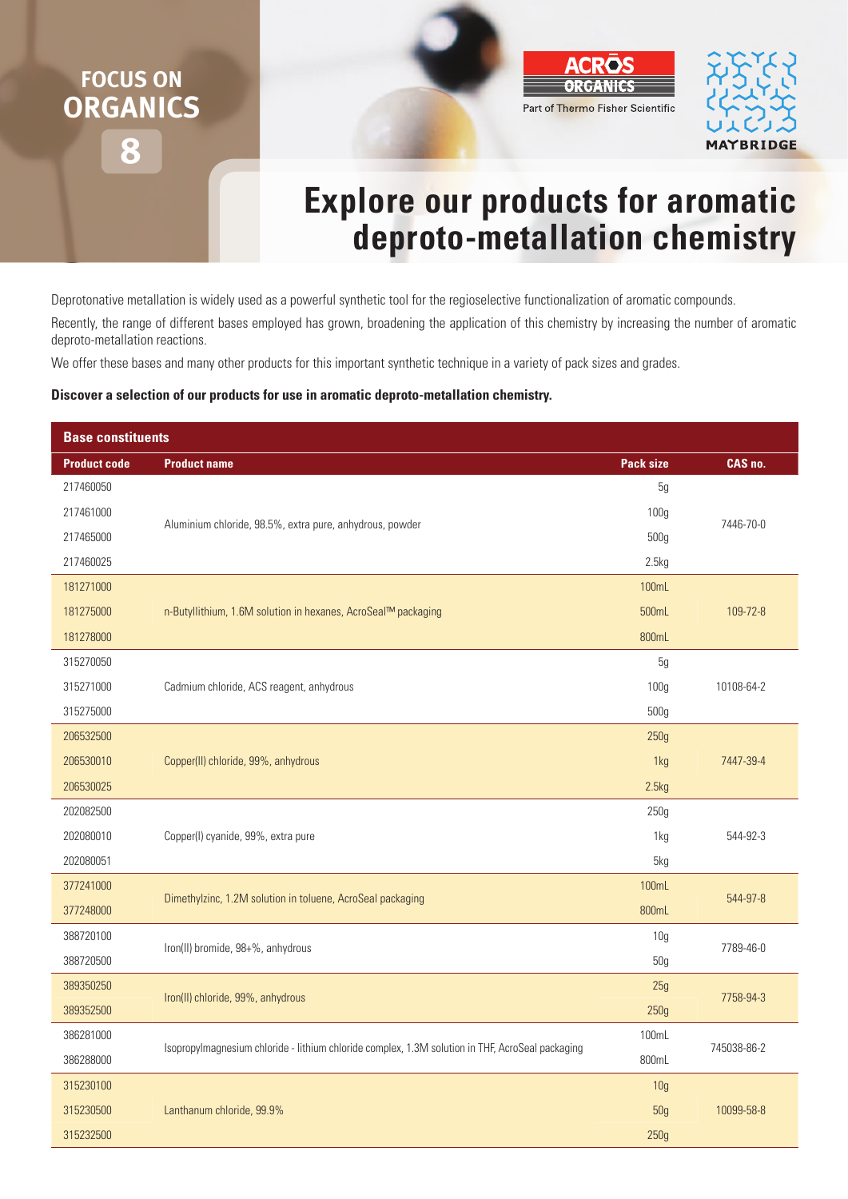FOCUS ON
**ORGANICS**
**8**

ACROS ORGANICS
Part of Thermo Fisher Scientific

MAYBRIDGE

# Explore our products for aromatic deproto-metallation chemistry

Deprotonative metallation is widely used as a powerful synthetic tool for the regioselective functionalization of aromatic compounds.

Recently, the range of different bases employed has grown, broadening the application of this chemistry by increasing the number of aromatic deproto-metallation reactions.

We offer these bases and many other products for this important synthetic technique in a variety of pack sizes and grades.

**Discover a selection of our products for use in aromatic deproto-metallation chemistry.**

**Base constituents**

| Product code | Product name | Pack size | CAS no. |
|---|---|---|---|
| 217460050 | Aluminium chloride, 98.5%, extra pure, anhydrous, powder | 5g | 7446-70-0 |
| 217461000 | | 100g | |
| 217465000 | | 500g | |
| 217460025 | | 2.5kg | |
| 181271000 | n-Butyllithium, 1.6M solution in hexanes, AcroSeal™ packaging | 100mL | 109-72-8 |
| 181275000 | | 500mL | |
| 181278000 | | 800mL | |
| 315270050 | Cadmium chloride, ACS reagent, anhydrous | 5g | 10108-64-2 |
| 315271000 | | 100g | |
| 315275000 | | 500g | |
| 206532500 | Copper(II) chloride, 99%, anhydrous | 250g | 7447-39-4 |
| 206530010 | | 1kg | |
| 206530025 | | 2.5kg | |
| 202082500 | Copper(I) cyanide, 99%, extra pure | 250g | 544-92-3 |
| 202080010 | | 1kg | |
| 202080051 | | 5kg | |
| 377241000 | Dimethylzinc, 1.2M solution in toluene, AcroSeal packaging | 100mL | 544-97-8 |
| 377248000 | | 800mL | |
| 388720100 | Iron(II) bromide, 98+%, anhydrous | 10g | 7789-46-0 |
| 388720500 | | 50g | |
| 389350250 | Iron(II) chloride, 99%, anhydrous | 25g | 7758-94-3 |
| 389352500 | | 250g | |
| 386281000 | Isopropylmagnesium chloride - lithium chloride complex, 1.3M solution in THF, AcroSeal packaging | 100mL | 745038-86-2 |
| 386288000 | | 800mL | |
| 315230100 | Lanthanum chloride, 99.9% | 10g | 10099-58-8 |
| 315230500 | | 50g | |
| 315232500 | | 250g | |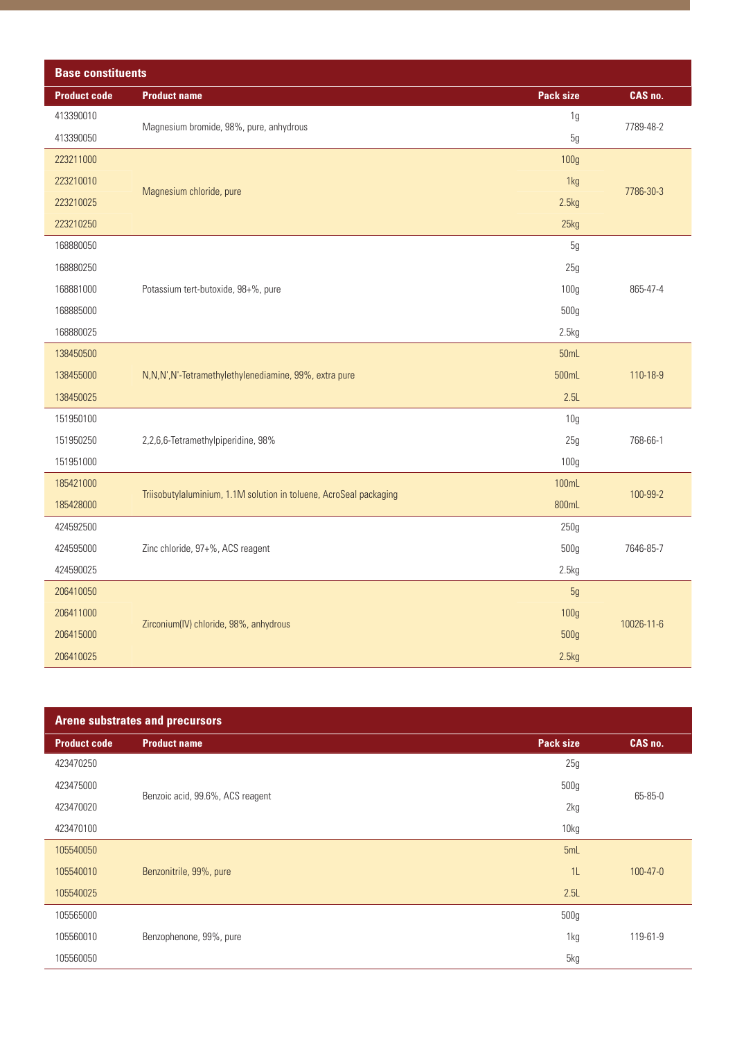## Base constituents

| Product code | Product name | Pack size | CAS no. |
|---|---|---|---|
| 413390010 | Magnesium bromide, 98%, pure, anhydrous | 1g | 7789-48-2 |
| 413390050 | | 5g | |
| 223211000 | Magnesium chloride, pure | 100g | 7786-30-3 |
| 223210010 | | 1kg | |
| 223210025 | | 2.5kg | |
| 223210250 | | 25kg | |
| 168880050 | Potassium tert-butoxide, 98+%, pure | 5g | 865-47-4 |
| 168880250 | | 25g | |
| 168881000 | | 100g | |
| 168885000 | | 500g | |
| 168880025 | | 2.5kg | |
| 138450500 | N,N,N',N'-Tetramethylethylenediamine, 99%, extra pure | 50mL | 110-18-9 |
| 138455000 | | 500mL | |
| 138450025 | | 2.5L | |
| 151950100 | 2,2,6,6-Tetramethylpiperidine, 98% | 10g | 768-66-1 |
| 151950250 | | 25g | |
| 151951000 | | 100g | |
| 185421000 | Triisobutylaluminium, 1.1M solution in toluene, AcroSeal packaging | 100mL | 100-99-2 |
| 185428000 | | 800mL | |
| 424592500 | Zinc chloride, 97+%, ACS reagent | 250g | 7646-85-7 |
| 424595000 | | 500g | |
| 424590025 | | 2.5kg | |
| 206410050 | Zirconium(IV) chloride, 98%, anhydrous | 5g | 10026-11-6 |
| 206411000 | | 100g | |
| 206415000 | | 500g | |
| 206410025 | | 2.5kg | |

## Arene substrates and precursors

| Product code | Product name | Pack size | CAS no. |
|---|---|---|---|
| 423470250 | Benzoic acid, 99.6%, ACS reagent | 25g | 65-85-0 |
| 423475000 | | 500g | |
| 423470020 | | 2kg | |
| 423470100 | | 10kg | |
| 105540050 | Benzonitrile, 99%, pure | 5mL | 100-47-0 |
| 105540010 | | 1L | |
| 105540025 | | 2.5L | |
| 105565000 | Benzophenone, 99%, pure | 500g | 119-61-9 |
| 105560010 | | 1kg | |
| 105560050 | | 5kg | |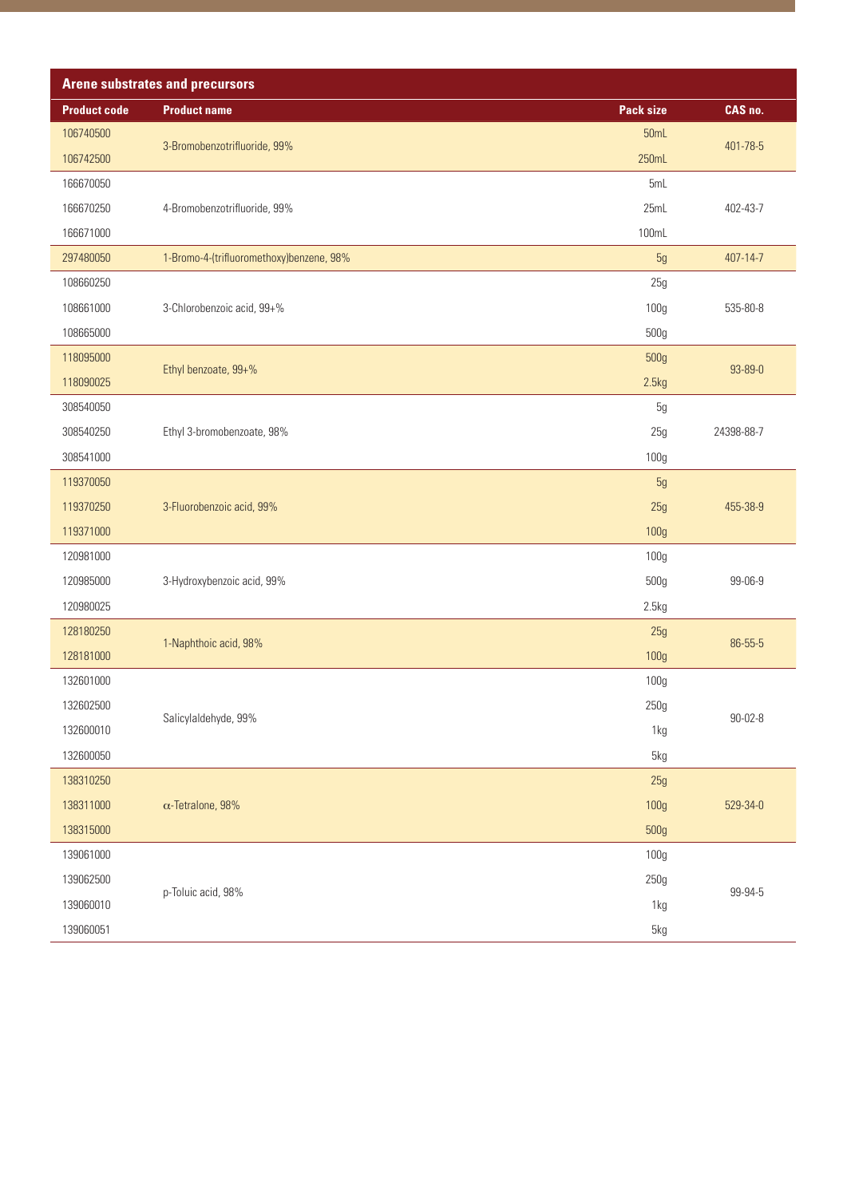## Arene substrates and precursors

| Product code | Product name | Pack size | CAS no. |
|---|---|---|---|
| 106740500 | 3-Bromobenzotrifluoride, 99% | 50mL | 401-78-5 |
| 106742500 | | 250mL | |
| 166670050 | 4-Bromobenzotrifluoride, 99% | 5mL | 402-43-7 |
| 166670250 | | 25mL | |
| 166671000 | | 100mL | |
| 297480050 | 1-Bromo-4-(trifluoromethoxy)benzene, 98% | 5g | 407-14-7 |
| 108660250 | 3-Chlorobenzoic acid, 99+% | 25g | 535-80-8 |
| 108661000 | | 100g | |
| 108665000 | | 500g | |
| 118095000 | Ethyl benzoate, 99+% | 500g | 93-89-0 |
| 118090025 | | 2.5kg | |
| 308540050 | Ethyl 3-bromobenzoate, 98% | 5g | 24398-88-7 |
| 308540250 | | 25g | |
| 308541000 | | 100g | |
| 119370050 | 3-Fluorobenzoic acid, 99% | 5g | 455-38-9 |
| 119370250 | | 25g | |
| 119371000 | | 100g | |
| 120981000 | 3-Hydroxybenzoic acid, 99% | 100g | 99-06-9 |
| 120985000 | | 500g | |
| 120980025 | | 2.5kg | |
| 128180250 | 1-Naphthoic acid, 98% | 25g | 86-55-5 |
| 128181000 | | 100g | |
| 132601000 | Salicylaldehyde, 99% | 100g | 90-02-8 |
| 132602500 | | 250g | |
| 132600010 | | 1kg | |
| 132600050 | | 5kg | |
| 138310250 | $\alpha$-Tetralone, 98% | 25g | 529-34-0 |
| 138311000 | | 100g | |
| 138315000 | | 500g | |
| 139061000 | p-Toluic acid, 98% | 100g | 99-94-5 |
| 139062500 | | 250g | |
| 139060010 | | 1kg | |
| 139060051 | | 5kg | |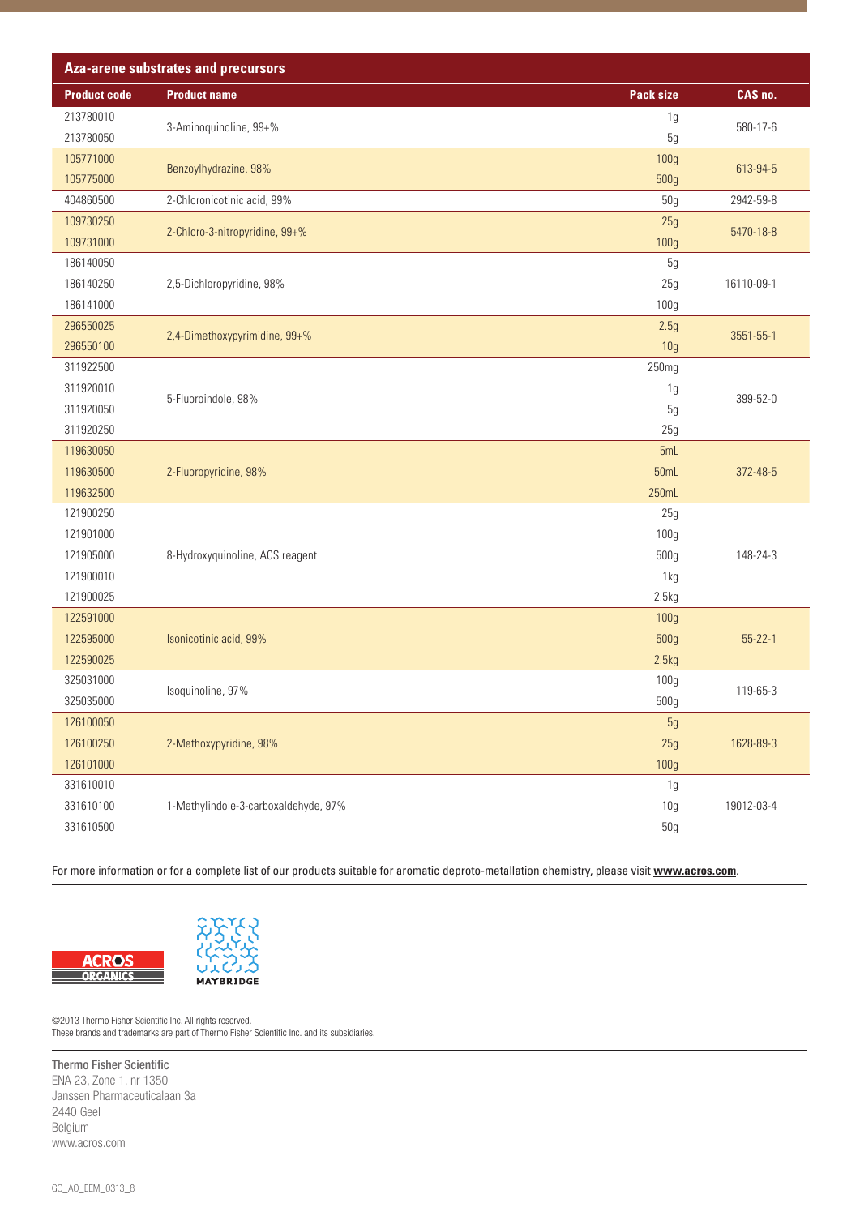## Aza-arene substrates and precursors

| Product code | Product name | Pack size | CAS no. |
|---|---|---|---|
| 213780010 | 3-Aminoquinoline, 99+% | 1g | 580-17-6 |
| 213780050 | | 5g | |
| 105771000 | Benzoylhydrazine, 98% | 100g | 613-94-5 |
| 105775000 | | 500g | |
| 404860500 | 2-Chloronicotinic acid, 99% | 50g | 2942-59-8 |
| 109730250 | 2-Chloro-3-nitropyridine, 99+% | 25g | 5470-18-8 |
| 109731000 | | 100g | |
| 186140050 | 2,5-Dichloropyridine, 98% | 5g | 16110-09-1 |
| 186140250 | | 25g | |
| 186141000 | | 100g | |
| 296550025 | 2,4-Dimethoxypyrimidine, 99+% | 2.5g | 3551-55-1 |
| 296550100 | | 10g | |
| 311922500 | 5-Fluoroindole, 98% | 250mg | 399-52-0 |
| 311920010 | | 1g | |
| 311920050 | | 5g | |
| 311920250 | | 25g | |
| 119630050 | 2-Fluoropyridine, 98% | 5mL | 372-48-5 |
| 119630500 | | 50mL | |
| 119632500 | | 250mL | |
| 121900250 | 8-Hydroxyquinoline, ACS reagent | 25g | 148-24-3 |
| 121901000 | | 100g | |
| 121905000 | | 500g | |
| 121900010 | | 1kg | |
| 121900025 | | 2.5kg | |
| 122591000 | Isonicotinic acid, 99% | 100g | 55-22-1 |
| 122595000 | | 500g | |
| 122590025 | | 2.5kg | |
| 325031000 | Isoquinoline, 97% | 100g | 119-65-3 |
| 325035000 | | 500g | |
| 126100050 | 2-Methoxypyridine, 98% | 5g | 1628-89-3 |
| 126100250 | | 25g | |
| 126101000 | | 100g | |
| 331610010 | 1-Methylindole-3-carboxaldehyde, 97% | 1g | 19012-03-4 |
| 331610100 | | 10g | |
| 331610500 | | 50g | |

For more information or for a complete list of our products suitable for aromatic deproto-metallation chemistry, please visit **www.acros.com**.

ACROS ORGANICS

MAYBRIDGE

©2013 Thermo Fisher Scientific Inc. All rights reserved.
These brands and trademarks are part of Thermo Fisher Scientific Inc. and its subsidiaries.

Thermo Fisher Scientific
ENA 23, Zone 1, nr 1350
Janssen Pharmaceuticalaan 3a
2440 Geel
Belgium
www.acros.com

GC_AO_EEM_0313_8